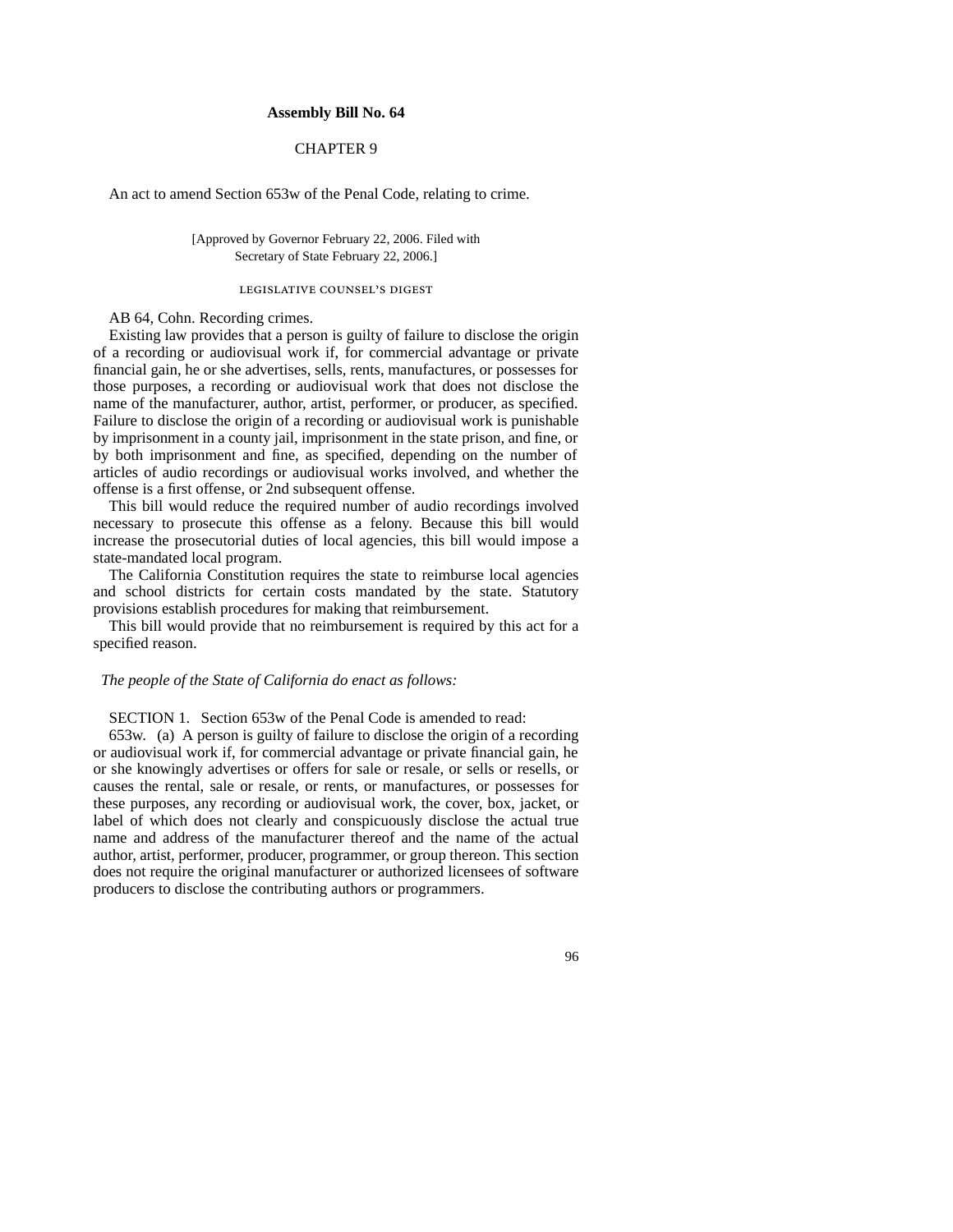**Assembly Bill No. 64**

CHAPTER 9

An act to amend Section 653w of the Penal Code, relating to crime.

[Approved by Governor February 22, 2006. Filed with Secretary of State February 22, 2006.]

LEGISLATIVE COUNSEL'S DIGEST

AB 64, Cohn. Recording crimes.

Existing law provides that a person is guilty of failure to disclose the origin of a recording or audiovisual work if, for commercial advantage or private financial gain, he or she advertises, sells, rents, manufactures, or possesses for those purposes, a recording or audiovisual work that does not disclose the name of the manufacturer, author, artist, performer, or producer, as specified. Failure to disclose the origin of a recording or audiovisual work is punishable by imprisonment in a county jail, imprisonment in the state prison, and fine, or by both imprisonment and fine, as specified, depending on the number of articles of audio recordings or audiovisual works involved, and whether the offense is a first offense, or 2nd subsequent offense.

This bill would reduce the required number of audio recordings involved necessary to prosecute this offense as a felony. Because this bill would increase the prosecutorial duties of local agencies, this bill would impose a state-mandated local program.

The California Constitution requires the state to reimburse local agencies and school districts for certain costs mandated by the state. Statutory provisions establish procedures for making that reimbursement.

This bill would provide that no reimbursement is required by this act for a specified reason.

*The people of the State of California do enact as follows:*

SECTION 1. Section 653w of the Penal Code is amended to read:

653w. (a) A person is guilty of failure to disclose the origin of a recording or audiovisual work if, for commercial advantage or private financial gain, he or she knowingly advertises or offers for sale or resale, or sells or resells, or causes the rental, sale or resale, or rents, or manufactures, or possesses for these purposes, any recording or audiovisual work, the cover, box, jacket, or label of which does not clearly and conspicuously disclose the actual true name and address of the manufacturer thereof and the name of the actual author, artist, performer, producer, programmer, or group thereon. This section does not require the original manufacturer or authorized licensees of software producers to disclose the contributing authors or programmers.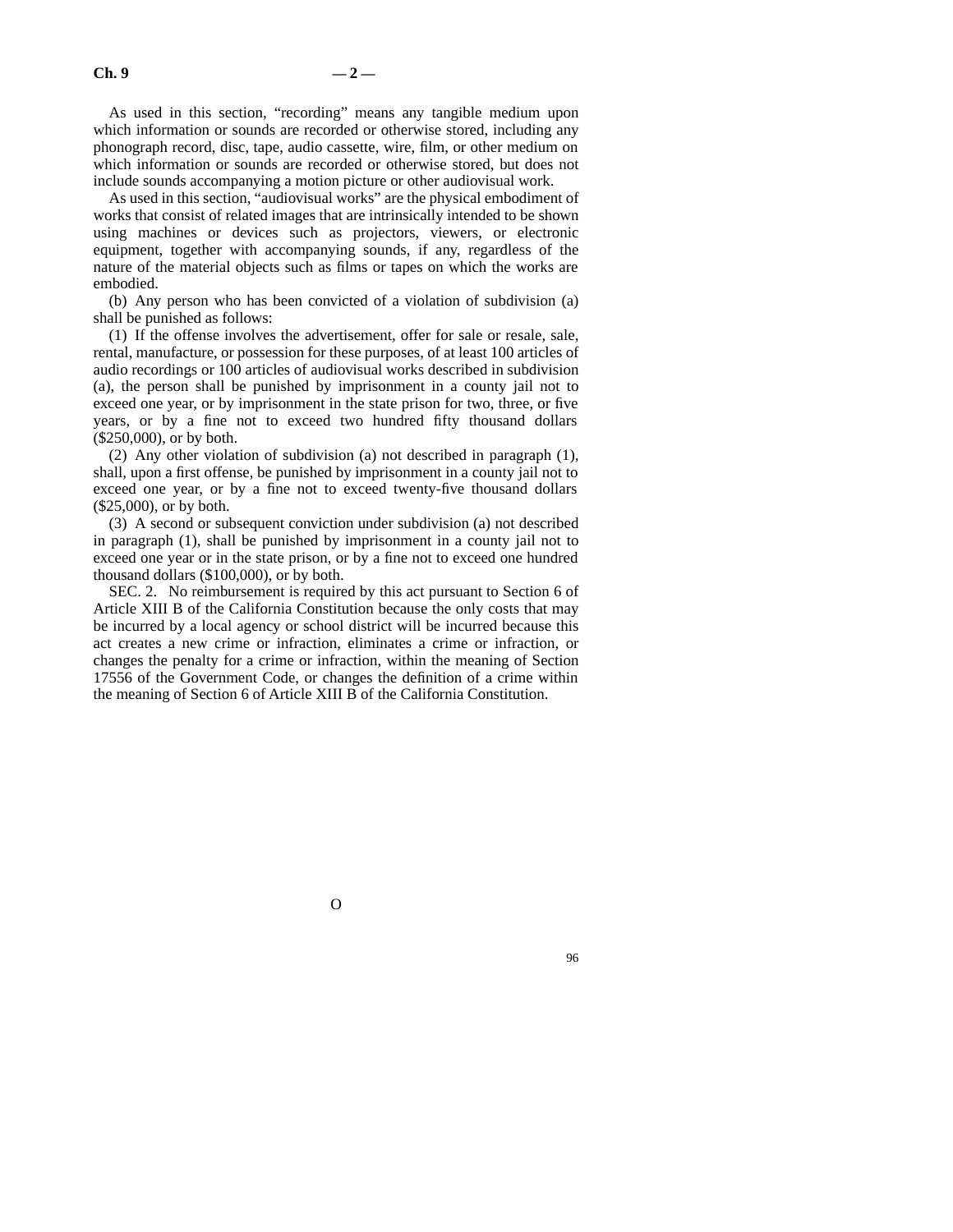As used in this section, “recording” means any tangible medium upon which information or sounds are recorded or otherwise stored, including any phonograph record, disc, tape, audio cassette, wire, film, or other medium on which information or sounds are recorded or otherwise stored, but does not include sounds accompanying a motion picture or other audiovisual work.

As used in this section, “audiovisual works” are the physical embodiment of works that consist of related images that are intrinsically intended to be shown using machines or devices such as projectors, viewers, or electronic equipment, together with accompanying sounds, if any, regardless of the nature of the material objects such as films or tapes on which the works are embodied.

(b) Any person who has been convicted of a violation of subdivision (a) shall be punished as follows:

(1) If the offense involves the advertisement, offer for sale or resale, sale, rental, manufacture, or possession for these purposes, of at least 100 articles of audio recordings or 100 articles of audiovisual works described in subdivision (a), the person shall be punished by imprisonment in a county jail not to exceed one year, or by imprisonment in the state prison for two, three, or five years, or by a fine not to exceed two hundred fifty thousand dollars ($250,000), or by both.

(2) Any other violation of subdivision (a) not described in paragraph (1), shall, upon a first offense, be punished by imprisonment in a county jail not to exceed one year, or by a fine not to exceed twenty-five thousand dollars ($25,000), or by both.

(3) A second or subsequent conviction under subdivision (a) not described in paragraph (1), shall be punished by imprisonment in a county jail not to exceed one year or in the state prison, or by a fine not to exceed one hundred thousand dollars ($100,000), or by both.

SEC. 2. No reimbursement is required by this act pursuant to Section 6 of Article XIII B of the California Constitution because the only costs that may be incurred by a local agency or school district will be incurred because this act creates a new crime or infraction, eliminates a crime or infraction, or changes the penalty for a crime or infraction, within the meaning of Section 17556 of the Government Code, or changes the definition of a crime within the meaning of Section 6 of Article XIII B of the California Constitution.

O